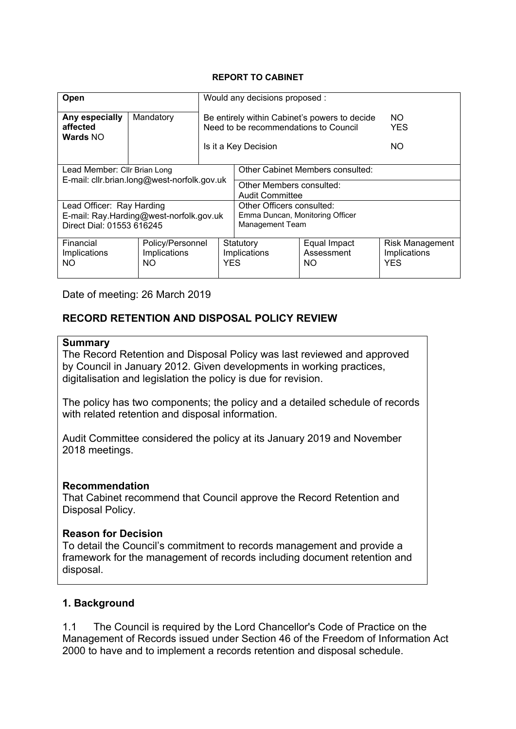**REPORT TO CABINET**

| **Open** | | Would any decisions proposed : | | | |
|---|---|---|---|---|---|
| **Any especially affected Wards** NO | Mandatory | Be entirely within Cabinet's powers to decide<br>Need to be recommendations to Council<br><br>Is it a Key Decision | | | NO<br>YES<br><br>NO |
| Lead Member: Cllr Brian Long<br>E-mail: cllr.brian.long@west-norfolk.gov.uk | | | Other Cabinet Members consulted: | | |
| | | | Other Members consulted:<br>Audit Committee | | |
| Lead Officer: Ray Harding<br>E-mail: Ray.Harding@west-norfolk.gov.uk<br>Direct Dial: 01553 616245 | | | Other Officers consulted:<br>Emma Duncan, Monitoring Officer<br>Management Team | | |
| Financial Implications<br>NO | Policy/Personnel Implications<br>NO | Statutory Implications<br>YES | | Equal Impact Assessment<br>NO | Risk Management Implications<br>YES |

Date of meeting: 26 March 2019

## RECORD RETENTION AND DISPOSAL POLICY REVIEW

**Summary**

The Record Retention and Disposal Policy was last reviewed and approved by Council in January 2012. Given developments in working practices, digitalisation and legislation the policy is due for revision.

The policy has two components; the policy and a detailed schedule of records with related retention and disposal information.

Audit Committee considered the policy at its January 2019 and November 2018 meetings.

**Recommendation**

That Cabinet recommend that Council approve the Record Retention and Disposal Policy.

**Reason for Decision**

To detail the Council's commitment to records management and provide a framework for the management of records including document retention and disposal.

### 1. Background

1.1 The Council is required by the Lord Chancellor's Code of Practice on the Management of Records issued under Section 46 of the Freedom of Information Act 2000 to have and to implement a records retention and disposal schedule.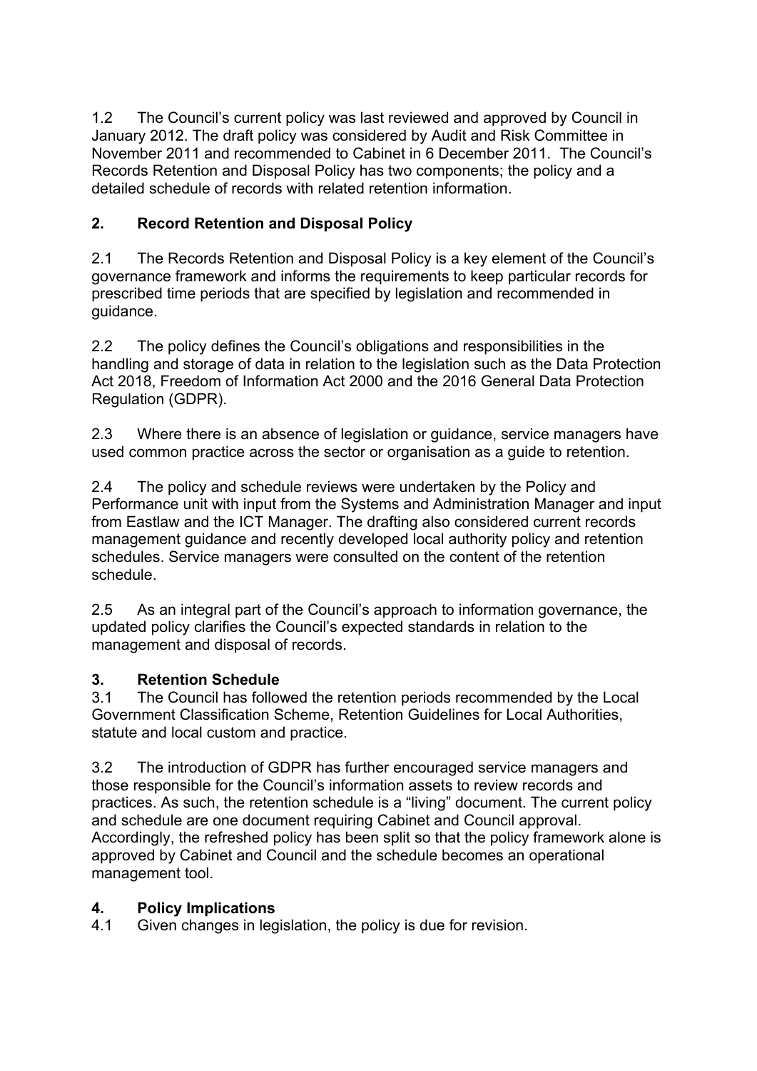1.2 The Council's current policy was last reviewed and approved by Council in January 2012. The draft policy was considered by Audit and Risk Committee in November 2011 and recommended to Cabinet in 6 December 2011. The Council's Records Retention and Disposal Policy has two components; the policy and a detailed schedule of records with related retention information.

## 2. Record Retention and Disposal Policy

2.1 The Records Retention and Disposal Policy is a key element of the Council's governance framework and informs the requirements to keep particular records for prescribed time periods that are specified by legislation and recommended in guidance.

2.2 The policy defines the Council's obligations and responsibilities in the handling and storage of data in relation to the legislation such as the Data Protection Act 2018, Freedom of Information Act 2000 and the 2016 General Data Protection Regulation (GDPR).

2.3 Where there is an absence of legislation or guidance, service managers have used common practice across the sector or organisation as a guide to retention.

2.4 The policy and schedule reviews were undertaken by the Policy and Performance unit with input from the Systems and Administration Manager and input from Eastlaw and the ICT Manager. The drafting also considered current records management guidance and recently developed local authority policy and retention schedules. Service managers were consulted on the content of the retention schedule.

2.5 As an integral part of the Council's approach to information governance, the updated policy clarifies the Council's expected standards in relation to the management and disposal of records.

## 3. Retention Schedule

3.1 The Council has followed the retention periods recommended by the Local Government Classification Scheme, Retention Guidelines for Local Authorities, statute and local custom and practice.

3.2 The introduction of GDPR has further encouraged service managers and those responsible for the Council's information assets to review records and practices. As such, the retention schedule is a "living" document. The current policy and schedule are one document requiring Cabinet and Council approval. Accordingly, the refreshed policy has been split so that the policy framework alone is approved by Cabinet and Council and the schedule becomes an operational management tool.

## 4. Policy Implications

4.1 Given changes in legislation, the policy is due for revision.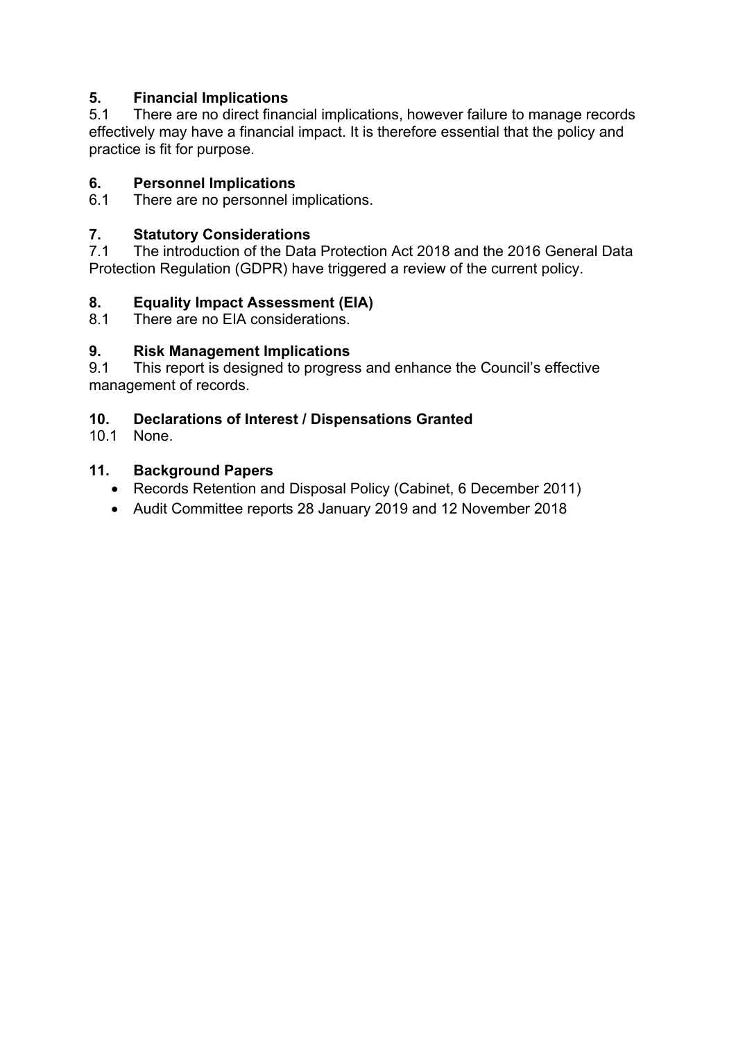## 5. Financial Implications

5.1 There are no direct financial implications, however failure to manage records effectively may have a financial impact. It is therefore essential that the policy and practice is fit for purpose.

## 6. Personnel Implications

6.1 There are no personnel implications.

## 7. Statutory Considerations

7.1 The introduction of the Data Protection Act 2018 and the 2016 General Data Protection Regulation (GDPR) have triggered a review of the current policy.

## 8. Equality Impact Assessment (EIA)

8.1 There are no EIA considerations.

## 9. Risk Management Implications

9.1 This report is designed to progress and enhance the Council's effective management of records.

## 10. Declarations of Interest / Dispensations Granted

10.1 None.

## 11. Background Papers

- Records Retention and Disposal Policy (Cabinet, 6 December 2011)
- Audit Committee reports 28 January 2019 and 12 November 2018